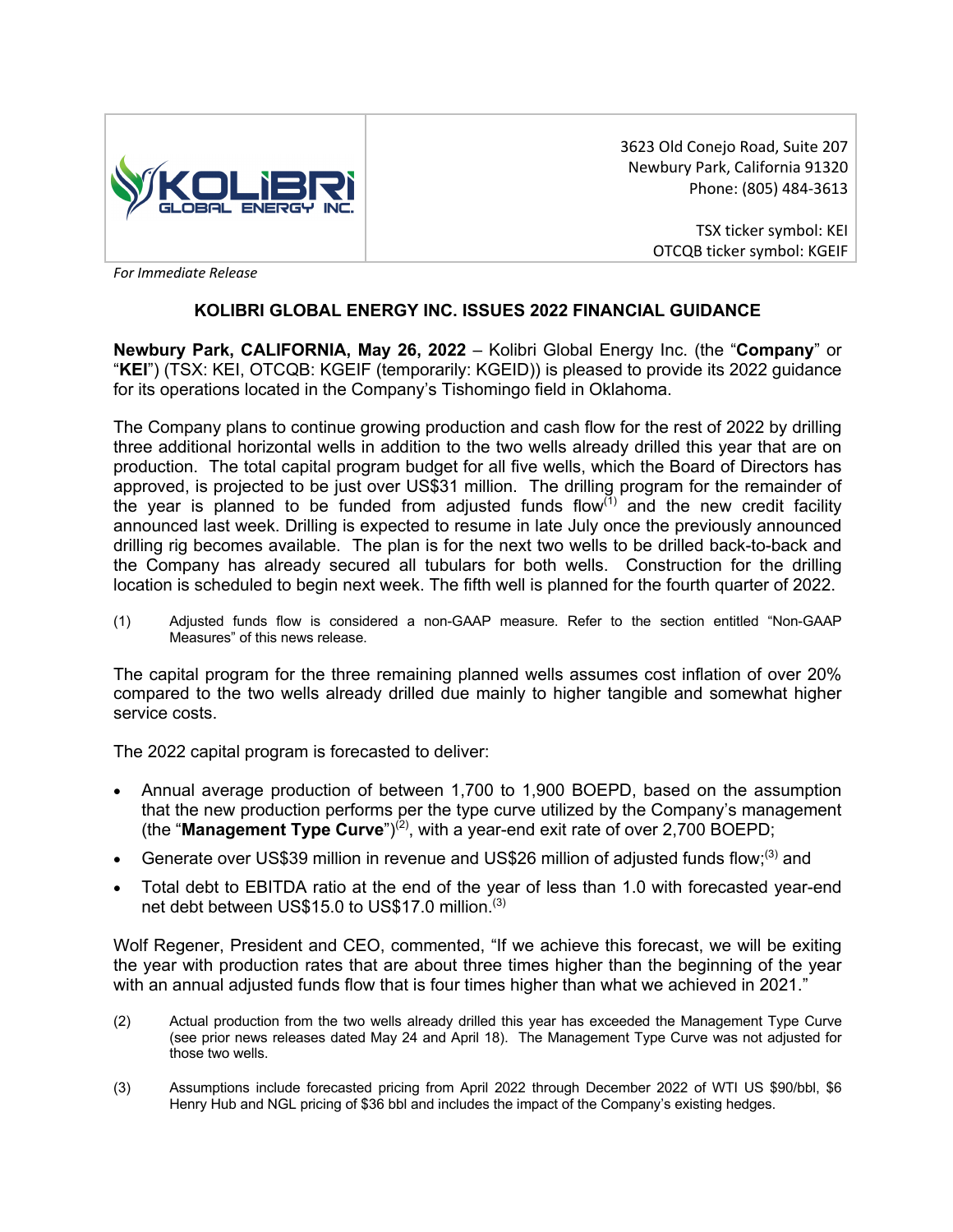3623 Old Conejo Road, Suite 207
Newbury Park, California 91320
Phone: (805) 484-3613

TSX ticker symbol: KEI
OTCQB ticker symbol: KGEIF

*For Immediate Release*

## KOLIBRI GLOBAL ENERGY INC. ISSUES 2022 FINANCIAL GUIDANCE

**Newbury Park, CALIFORNIA, May 26, 2022** – Kolibri Global Energy Inc. (the "**Company**" or "**KEI**") (TSX: KEI, OTCQB: KGEIF (temporarily: KGEID)) is pleased to provide its 2022 guidance for its operations located in the Company's Tishomingo field in Oklahoma.

The Company plans to continue growing production and cash flow for the rest of 2022 by drilling three additional horizontal wells in addition to the two wells already drilled this year that are on production. The total capital program budget for all five wells, which the Board of Directors has approved, is projected to be just over US$31 million. The drilling program for the remainder of the year is planned to be funded from adjusted funds flow[(1)] and the new credit facility announced last week. Drilling is expected to resume in late July once the previously announced drilling rig becomes available. The plan is for the next two wells to be drilled back-to-back and the Company has already secured all tubulars for both wells. Construction for the drilling location is scheduled to begin next week. The fifth well is planned for the fourth quarter of 2022.

(1) Adjusted funds flow is considered a non-GAAP measure. Refer to the section entitled "Non-GAAP Measures" of this news release.

The capital program for the three remaining planned wells assumes cost inflation of over 20% compared to the two wells already drilled due mainly to higher tangible and somewhat higher service costs.

The 2022 capital program is forecasted to deliver:

- Annual average production of between 1,700 to 1,900 BOEPD, based on the assumption that the new production performs per the type curve utilized by the Company's management (the "**Management Type Curve**")[(2)], with a year-end exit rate of over 2,700 BOEPD;
- Generate over US$39 million in revenue and US$26 million of adjusted funds flow;[(3)] and
- Total debt to EBITDA ratio at the end of the year of less than 1.0 with forecasted year-end net debt between US$15.0 to US$17.0 million.[(3)]

Wolf Regener, President and CEO, commented, "If we achieve this forecast, we will be exiting the year with production rates that are about three times higher than the beginning of the year with an annual adjusted funds flow that is four times higher than what we achieved in 2021."

(2) Actual production from the two wells already drilled this year has exceeded the Management Type Curve (see prior news releases dated May 24 and April 18). The Management Type Curve was not adjusted for those two wells.

(3) Assumptions include forecasted pricing from April 2022 through December 2022 of WTI US $90/bbl, $6 Henry Hub and NGL pricing of $36 bbl and includes the impact of the Company's existing hedges.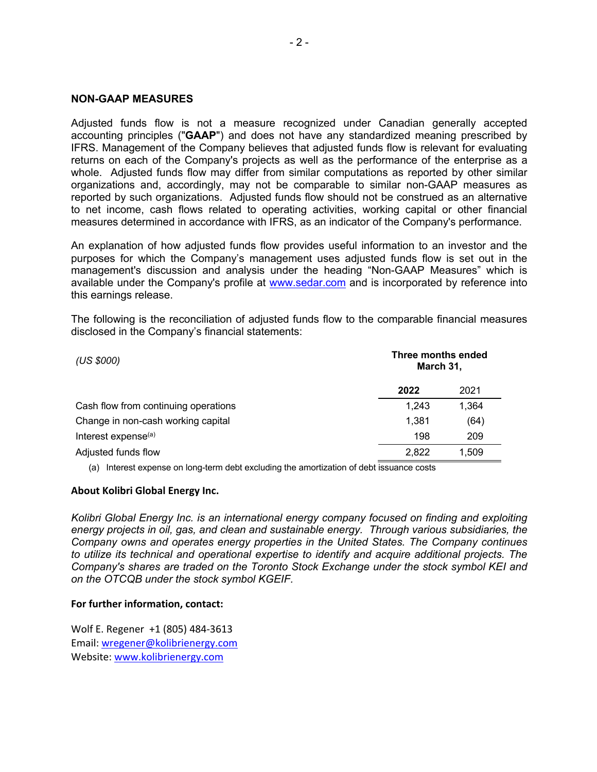## NON-GAAP MEASURES

Adjusted funds flow is not a measure recognized under Canadian generally accepted accounting principles ("**GAAP**") and does not have any standardized meaning prescribed by IFRS. Management of the Company believes that adjusted funds flow is relevant for evaluating returns on each of the Company's projects as well as the performance of the enterprise as a whole. Adjusted funds flow may differ from similar computations as reported by other similar organizations and, accordingly, may not be comparable to similar non-GAAP measures as reported by such organizations. Adjusted funds flow should not be construed as an alternative to net income, cash flows related to operating activities, working capital or other financial measures determined in accordance with IFRS, as an indicator of the Company's performance.

An explanation of how adjusted funds flow provides useful information to an investor and the purposes for which the Company's management uses adjusted funds flow is set out in the management's discussion and analysis under the heading "Non-GAAP Measures" which is available under the Company's profile at www.sedar.com and is incorporated by reference into this earnings release.

The following is the reconciliation of adjusted funds flow to the comparable financial measures disclosed in the Company's financial statements:

| *(US $000)* | **Three months ended March 31,** | |
|---|---|---|
| | **2022** | 2021 |
| Cash flow from continuing operations | 1,243 | 1,364 |
| Change in non-cash working capital | 1,381 | (64) |
| Interest expense[(a)] | 198 | 209 |
| Adjusted funds flow | 2,822 | 1,509 |

(a) Interest expense on long-term debt excluding the amortization of debt issuance costs

**About Kolibri Global Energy Inc.**

*Kolibri Global Energy Inc. is an international energy company focused on finding and exploiting energy projects in oil, gas, and clean and sustainable energy. Through various subsidiaries, the Company owns and operates energy properties in the United States. The Company continues to utilize its technical and operational expertise to identify and acquire additional projects. The Company's shares are traded on the Toronto Stock Exchange under the stock symbol KEI and on the OTCQB under the stock symbol KGEIF.*

**For further information, contact:**

Wolf E. Regener +1 (805) 484-3613
Email: wregener@kolibrienergy.com
Website: www.kolibrienergy.com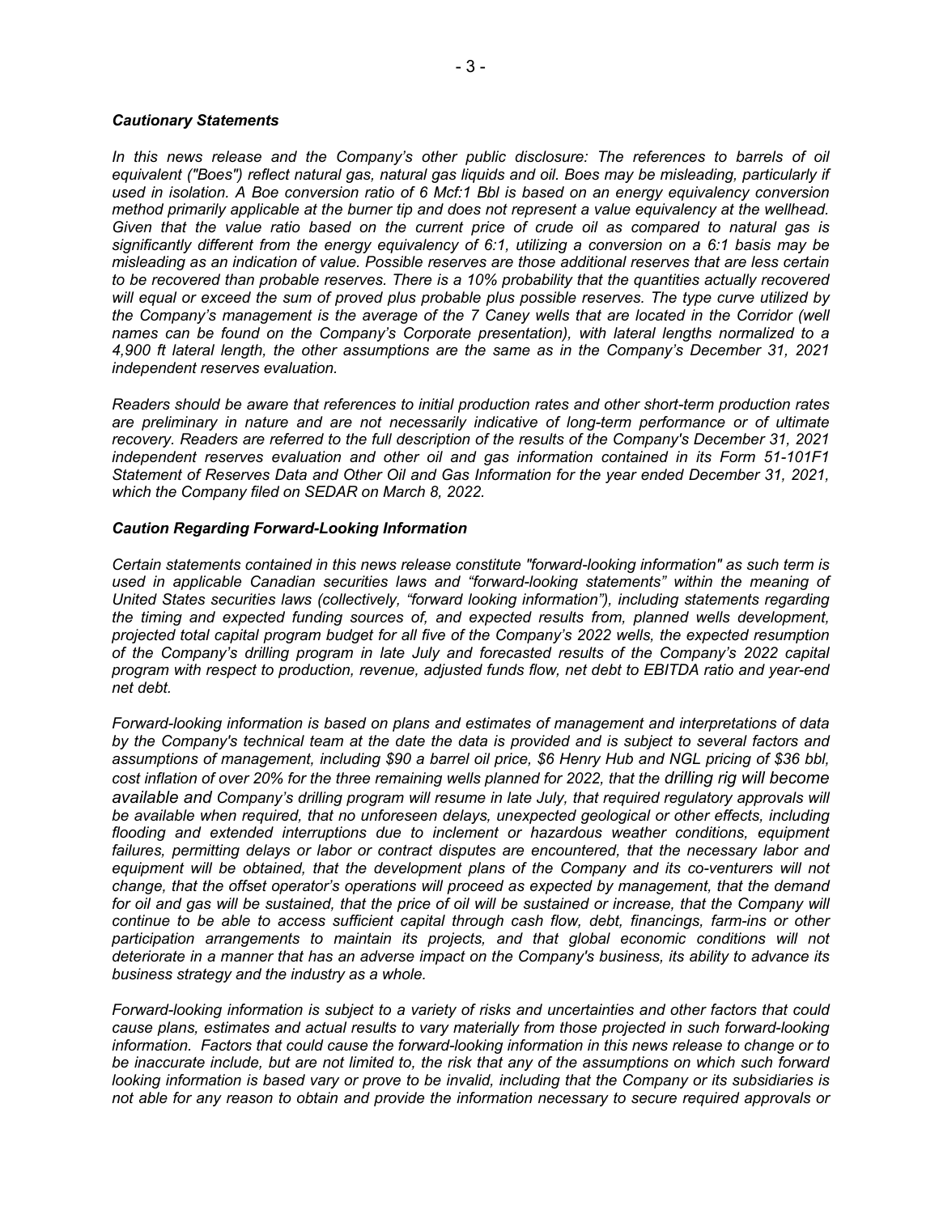***Cautionary Statements***

*In this news release and the Company's other public disclosure: The references to barrels of oil equivalent ("Boes") reflect natural gas, natural gas liquids and oil. Boes may be misleading, particularly if used in isolation. A Boe conversion ratio of 6 Mcf:1 Bbl is based on an energy equivalency conversion method primarily applicable at the burner tip and does not represent a value equivalency at the wellhead. Given that the value ratio based on the current price of crude oil as compared to natural gas is significantly different from the energy equivalency of 6:1, utilizing a conversion on a 6:1 basis may be misleading as an indication of value. Possible reserves are those additional reserves that are less certain to be recovered than probable reserves. There is a 10% probability that the quantities actually recovered will equal or exceed the sum of proved plus probable plus possible reserves. The type curve utilized by the Company's management is the average of the 7 Caney wells that are located in the Corridor (well names can be found on the Company's Corporate presentation), with lateral lengths normalized to a 4,900 ft lateral length, the other assumptions are the same as in the Company's December 31, 2021 independent reserves evaluation.*

*Readers should be aware that references to initial production rates and other short-term production rates are preliminary in nature and are not necessarily indicative of long-term performance or of ultimate recovery. Readers are referred to the full description of the results of the Company's December 31, 2021 independent reserves evaluation and other oil and gas information contained in its Form 51-101F1 Statement of Reserves Data and Other Oil and Gas Information for the year ended December 31, 2021, which the Company filed on SEDAR on March 8, 2022.*

***Caution Regarding Forward-Looking Information***

*Certain statements contained in this news release constitute "forward-looking information" as such term is used in applicable Canadian securities laws and "forward-looking statements" within the meaning of United States securities laws (collectively, "forward looking information"), including statements regarding the timing and expected funding sources of, and expected results from, planned wells development, projected total capital program budget for all five of the Company's 2022 wells, the expected resumption of the Company's drilling program in late July and forecasted results of the Company's 2022 capital program with respect to production, revenue, adjusted funds flow, net debt to EBITDA ratio and year-end net debt.*

*Forward-looking information is based on plans and estimates of management and interpretations of data by the Company's technical team at the date the data is provided and is subject to several factors and assumptions of management, including $90 a barrel oil price, $6 Henry Hub and NGL pricing of $36 bbl, cost inflation of over 20% for the three remaining wells planned for 2022, that the drilling rig will become available and Company's drilling program will resume in late July, that required regulatory approvals will be available when required, that no unforeseen delays, unexpected geological or other effects, including flooding and extended interruptions due to inclement or hazardous weather conditions, equipment failures, permitting delays or labor or contract disputes are encountered, that the necessary labor and equipment will be obtained, that the development plans of the Company and its co-venturers will not change, that the offset operator's operations will proceed as expected by management, that the demand for oil and gas will be sustained, that the price of oil will be sustained or increase, that the Company will continue to be able to access sufficient capital through cash flow, debt, financings, farm-ins or other participation arrangements to maintain its projects, and that global economic conditions will not deteriorate in a manner that has an adverse impact on the Company's business, its ability to advance its business strategy and the industry as a whole.*

*Forward-looking information is subject to a variety of risks and uncertainties and other factors that could cause plans, estimates and actual results to vary materially from those projected in such forward-looking information. Factors that could cause the forward-looking information in this news release to change or to be inaccurate include, but are not limited to, the risk that any of the assumptions on which such forward looking information is based vary or prove to be invalid, including that the Company or its subsidiaries is not able for any reason to obtain and provide the information necessary to secure required approvals or*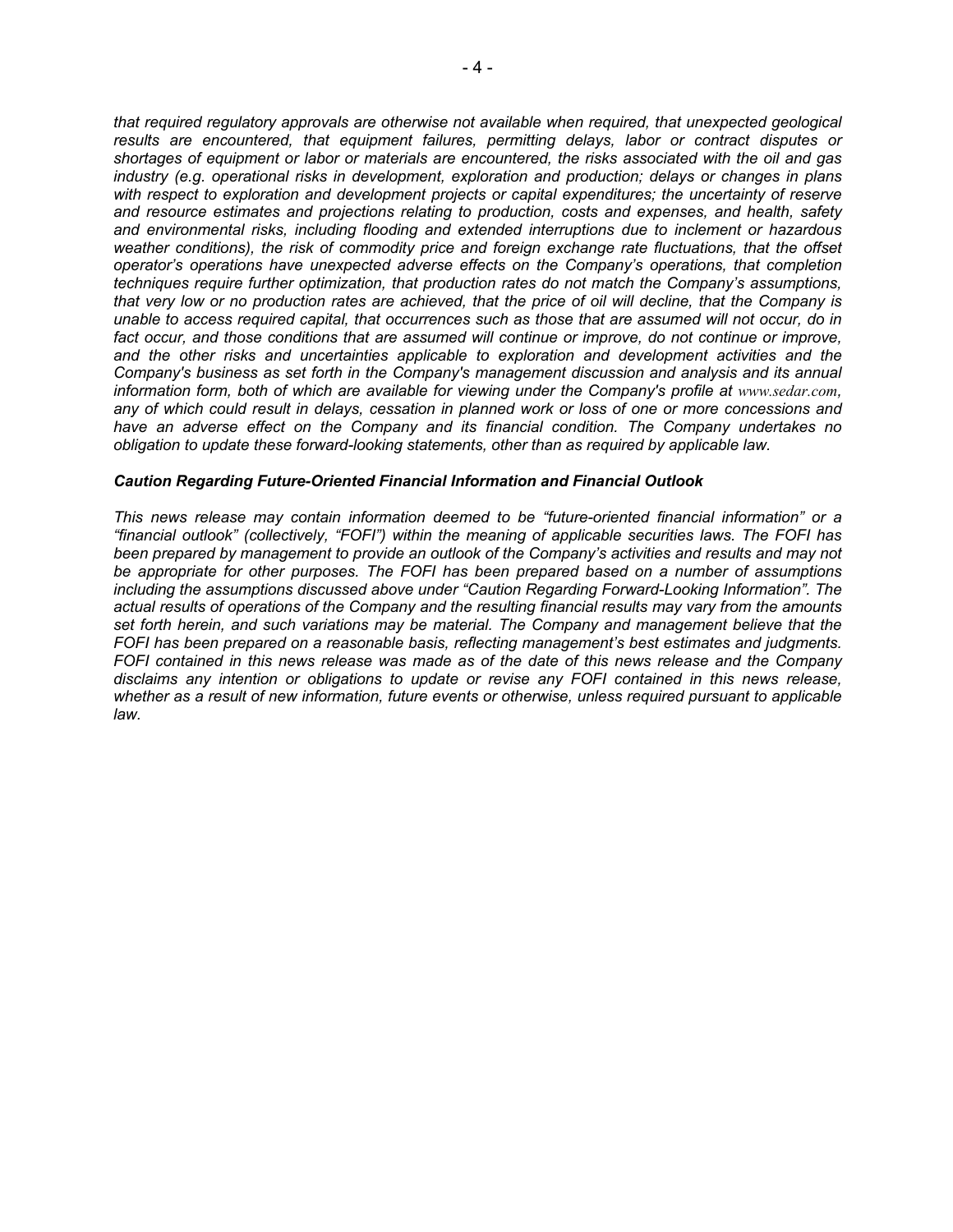*that required regulatory approvals are otherwise not available when required, that unexpected geological results are encountered, that equipment failures, permitting delays, labor or contract disputes or shortages of equipment or labor or materials are encountered, the risks associated with the oil and gas industry (e.g. operational risks in development, exploration and production; delays or changes in plans with respect to exploration and development projects or capital expenditures; the uncertainty of reserve and resource estimates and projections relating to production, costs and expenses, and health, safety and environmental risks, including flooding and extended interruptions due to inclement or hazardous weather conditions), the risk of commodity price and foreign exchange rate fluctuations, that the offset operator's operations have unexpected adverse effects on the Company's operations, that completion techniques require further optimization, that production rates do not match the Company's assumptions, that very low or no production rates are achieved, that the price of oil will decline, that the Company is unable to access required capital, that occurrences such as those that are assumed will not occur, do in fact occur, and those conditions that are assumed will continue or improve, do not continue or improve, and the other risks and uncertainties applicable to exploration and development activities and the Company's business as set forth in the Company's management discussion and analysis and its annual information form, both of which are available for viewing under the Company's profile at www.sedar.com, any of which could result in delays, cessation in planned work or loss of one or more concessions and have an adverse effect on the Company and its financial condition. The Company undertakes no obligation to update these forward-looking statements, other than as required by applicable law.*

***Caution Regarding Future-Oriented Financial Information and Financial Outlook***

*This news release may contain information deemed to be "future-oriented financial information" or a "financial outlook" (collectively, "FOFI") within the meaning of applicable securities laws. The FOFI has been prepared by management to provide an outlook of the Company's activities and results and may not be appropriate for other purposes. The FOFI has been prepared based on a number of assumptions including the assumptions discussed above under "Caution Regarding Forward-Looking Information". The actual results of operations of the Company and the resulting financial results may vary from the amounts set forth herein, and such variations may be material. The Company and management believe that the FOFI has been prepared on a reasonable basis, reflecting management's best estimates and judgments. FOFI contained in this news release was made as of the date of this news release and the Company disclaims any intention or obligations to update or revise any FOFI contained in this news release, whether as a result of new information, future events or otherwise, unless required pursuant to applicable law.*